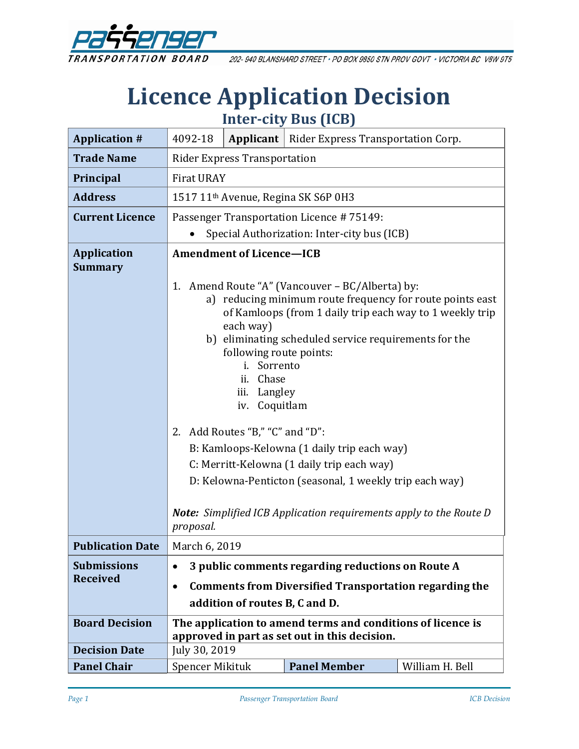Passenger Transportation Board

202- 940 BLANSHARD STREET • PO BOX 9850 STN PROV GOVT • VICTORIA BC V8W 9T5

# Licence Application Decision

## Inter-city Bus (ICB)

| | | | |
|---|---|---|---|
| **Application #** | 4092-18 | **Applicant** | Rider Express Transportation Corp. |
| **Trade Name** | Rider Express Transportation | | |
| **Principal** | Firat URAY | | |
| **Address** | 1517 11th Avenue, Regina SK S6P 0H3 | | |
| **Current Licence** | Passenger Transportation Licence # 75149:<br>• Special Authorization: Inter-city bus (ICB) | | |
| **Application Summary** | **Amendment of Licence—ICB**<br><br>1. Amend Route "A" (Vancouver – BC/Alberta) by:<br>a) reducing minimum route frequency for route points east of Kamloops (from 1 daily trip each way to 1 weekly trip each way)<br>b) eliminating scheduled service requirements for the following route points:<br>i. Sorrento<br>ii. Chase<br>iii. Langley<br>iv. Coquitlam<br><br>2. Add Routes "B," "C" and "D":<br>B: Kamloops-Kelowna (1 daily trip each way)<br>C: Merritt-Kelowna (1 daily trip each way)<br>D: Kelowna-Penticton (seasonal, 1 weekly trip each way)<br><br>***Note:*** *Simplified ICB Application requirements apply to the Route D proposal.* | | |
| **Publication Date** | March 6, 2019 | | |
| **Submissions Received** | • **3 public comments regarding reductions on Route A**<br>• **Comments from Diversified Transportation regarding the addition of routes B, C and D.** | | |
| **Board Decision** | **The application to amend terms and conditions of licence is approved in part as set out in this decision.** | | |
| **Decision Date** | July 30, 2019 | | |
| **Panel Chair** | Spencer Mikituk | **Panel Member** | William H. Bell |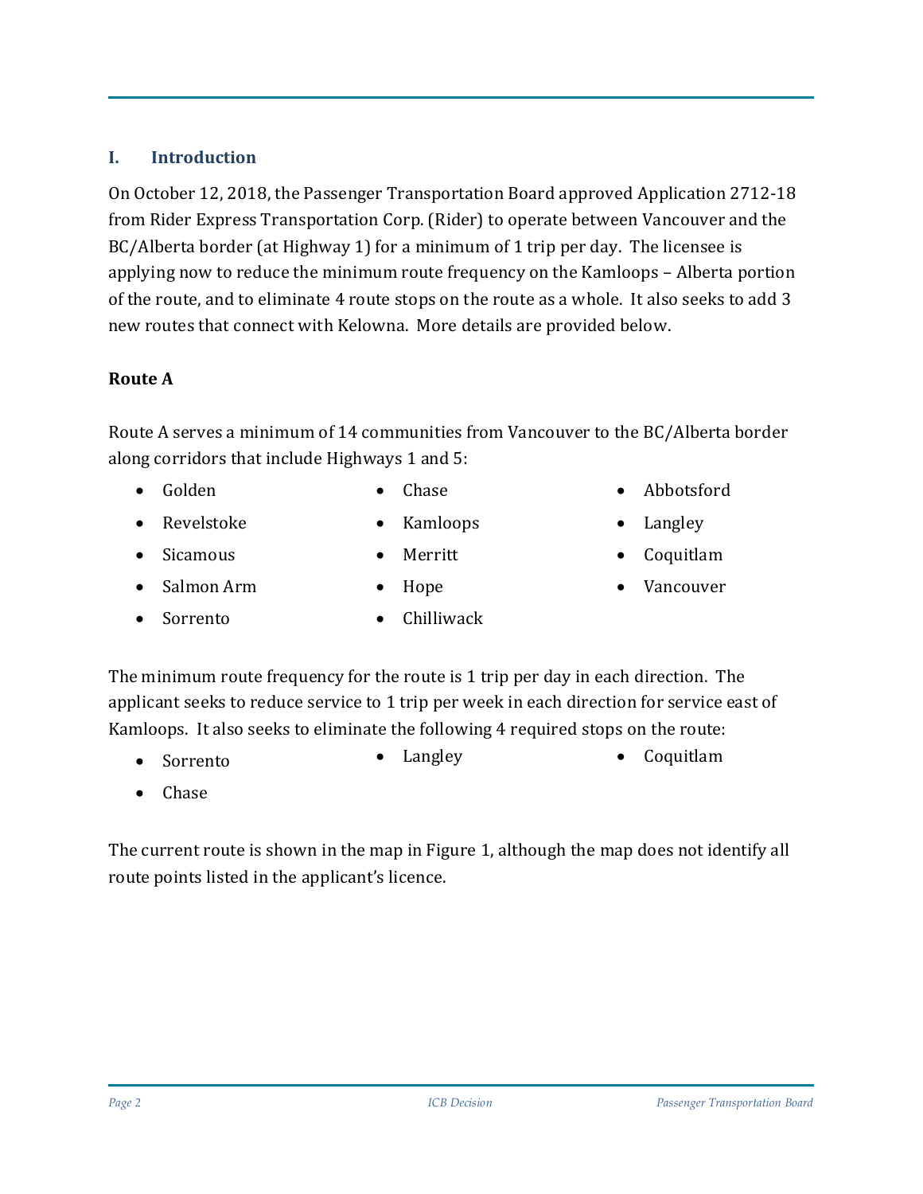## I. Introduction

On October 12, 2018, the Passenger Transportation Board approved Application 2712-18 from Rider Express Transportation Corp. (Rider) to operate between Vancouver and the BC/Alberta border (at Highway 1) for a minimum of 1 trip per day. The licensee is applying now to reduce the minimum route frequency on the Kamloops – Alberta portion of the route, and to eliminate 4 route stops on the route as a whole. It also seeks to add 3 new routes that connect with Kelowna. More details are provided below.

### Route A

Route A serves a minimum of 14 communities from Vancouver to the BC/Alberta border along corridors that include Highways 1 and 5:

- Golden
- Revelstoke
- Sicamous
- Salmon Arm
- Sorrento
- Chase
- Kamloops
- Merritt
- Hope
- Chilliwack
- Abbotsford
- Langley
- Coquitlam
- Vancouver

The minimum route frequency for the route is 1 trip per day in each direction. The applicant seeks to reduce service to 1 trip per week in each direction for service east of Kamloops. It also seeks to eliminate the following 4 required stops on the route:

- Sorrento
- Chase
- Langley
- Coquitlam

The current route is shown in the map in Figure 1, although the map does not identify all route points listed in the applicant's licence.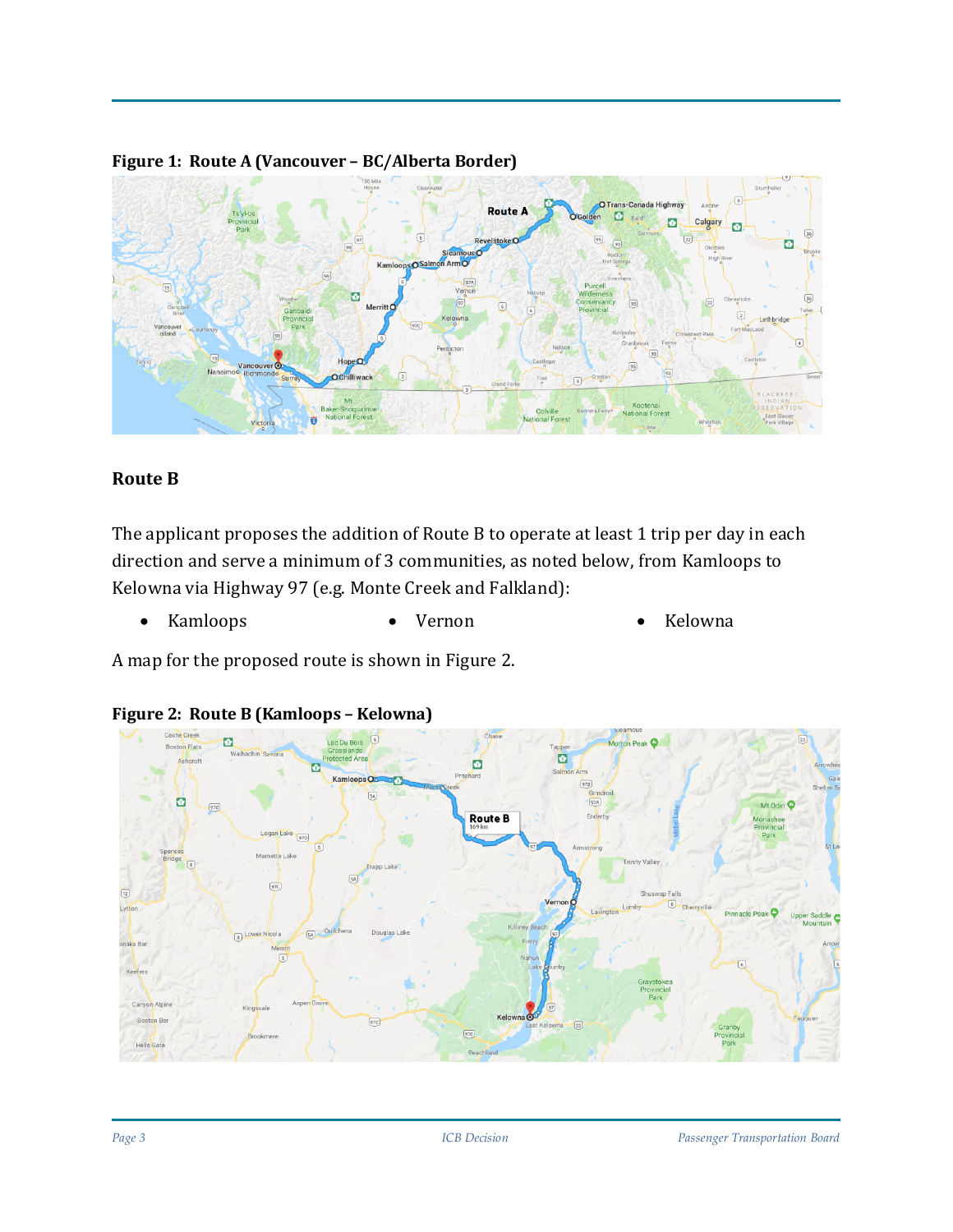**Figure 1: Route A (Vancouver – BC/Alberta Border)**

## Route B

The applicant proposes the addition of Route B to operate at least 1 trip per day in each direction and serve a minimum of 3 communities, as noted below, from Kamloops to Kelowna via Highway 97 (e.g. Monte Creek and Falkland):

- Kamloops
- Vernon
- Kelowna

A map for the proposed route is shown in Figure 2.

**Figure 2: Route B (Kamloops – Kelowna)**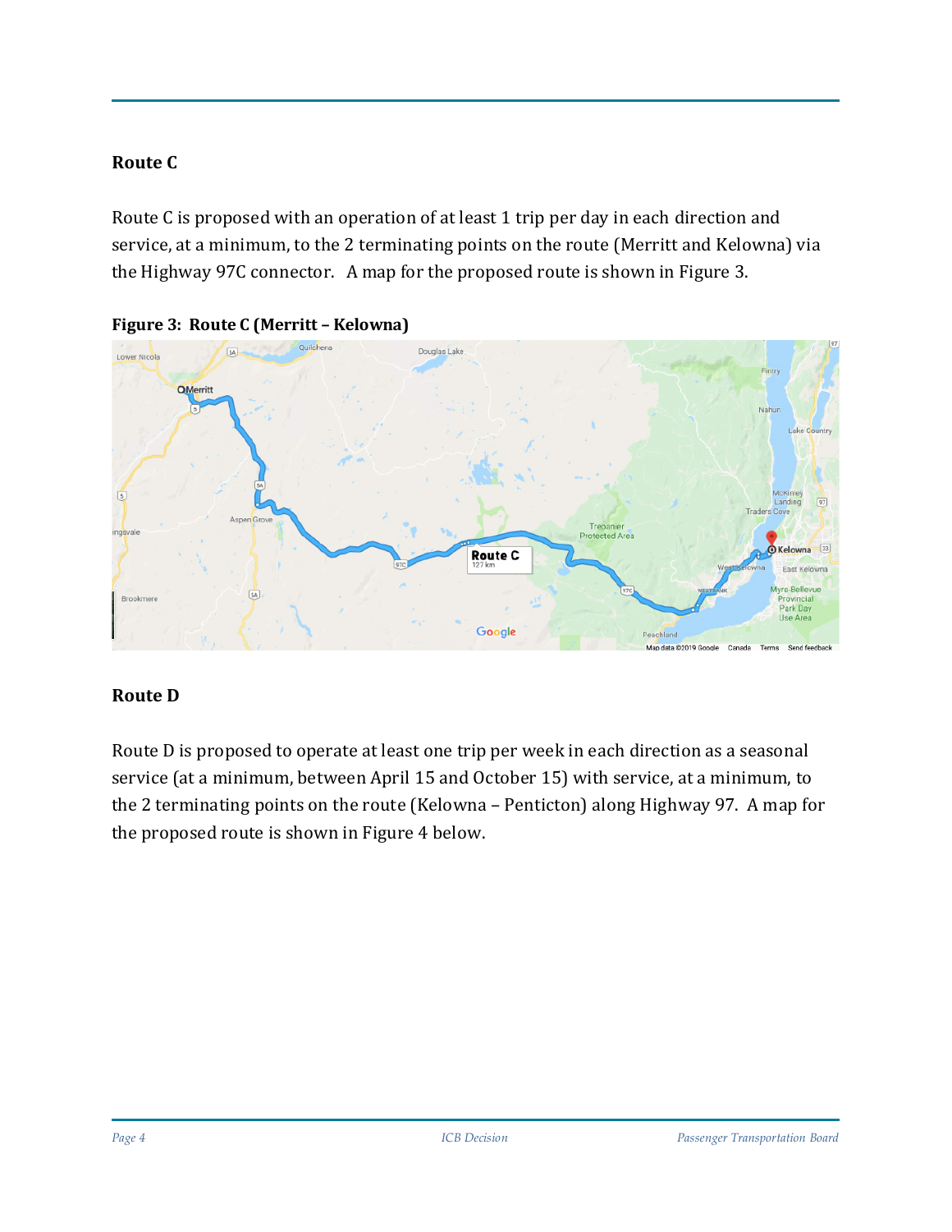## Route C

Route C is proposed with an operation of at least 1 trip per day in each direction and service, at a minimum, to the 2 terminating points on the route (Merritt and Kelowna) via the Highway 97C connector. A map for the proposed route is shown in Figure 3.

**Figure 3: Route C (Merritt – Kelowna)**

## Route D

Route D is proposed to operate at least one trip per week in each direction as a seasonal service (at a minimum, between April 15 and October 15) with service, at a minimum, to the 2 terminating points on the route (Kelowna – Penticton) along Highway 97. A map for the proposed route is shown in Figure 4 below.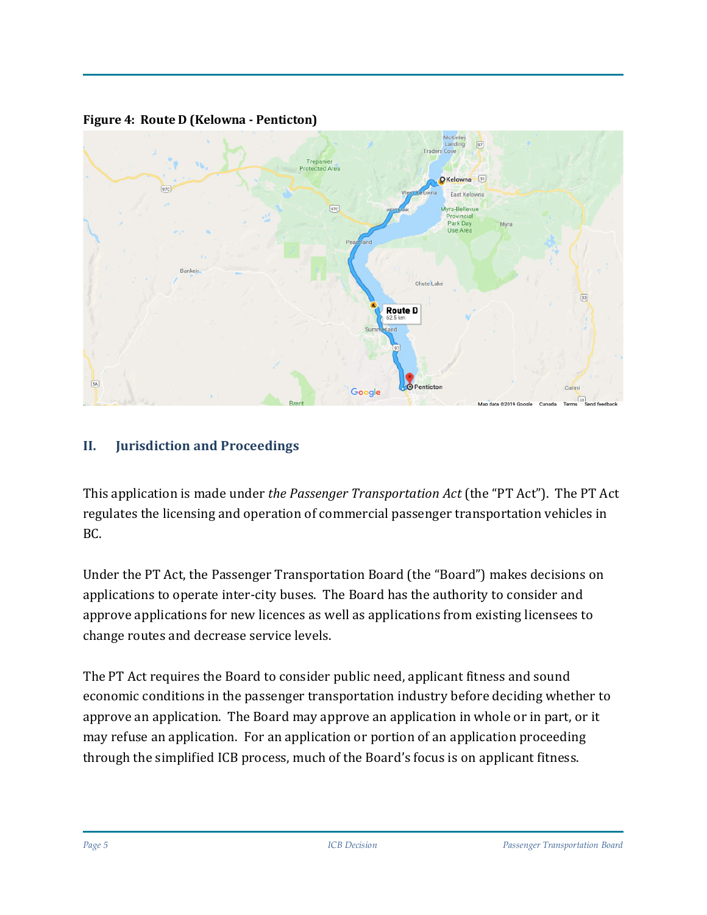**Figure 4: Route D (Kelowna - Penticton)**

## II. Jurisdiction and Proceedings

This application is made under *the Passenger Transportation Act* (the "PT Act"). The PT Act regulates the licensing and operation of commercial passenger transportation vehicles in BC.

Under the PT Act, the Passenger Transportation Board (the "Board") makes decisions on applications to operate inter-city buses. The Board has the authority to consider and approve applications for new licences as well as applications from existing licensees to change routes and decrease service levels.

The PT Act requires the Board to consider public need, applicant fitness and sound economic conditions in the passenger transportation industry before deciding whether to approve an application. The Board may approve an application in whole or in part, or it may refuse an application. For an application or portion of an application proceeding through the simplified ICB process, much of the Board's focus is on applicant fitness.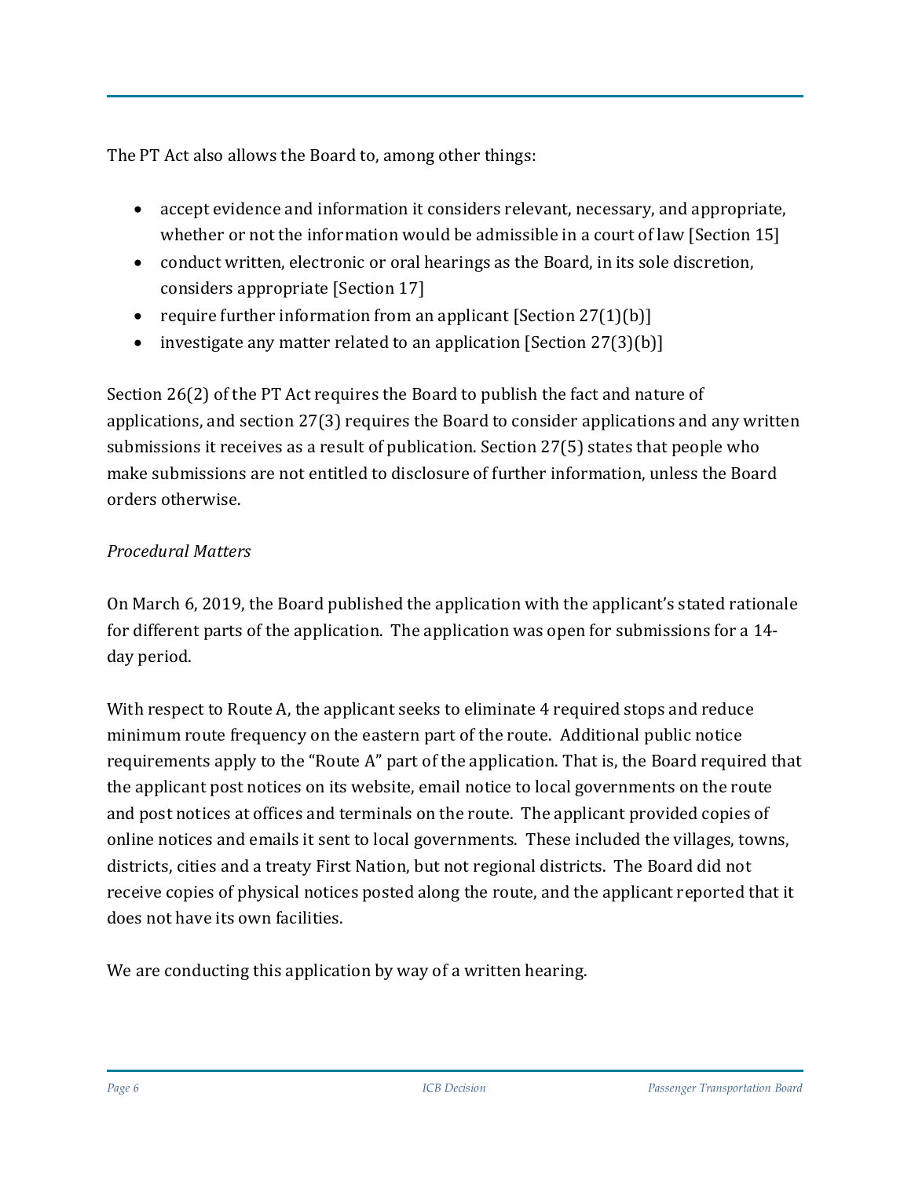The PT Act also allows the Board to, among other things:

- accept evidence and information it considers relevant, necessary, and appropriate, whether or not the information would be admissible in a court of law [Section 15]
- conduct written, electronic or oral hearings as the Board, in its sole discretion, considers appropriate [Section 17]
- require further information from an applicant [Section 27(1)(b)]
- investigate any matter related to an application [Section 27(3)(b)]

Section 26(2) of the PT Act requires the Board to publish the fact and nature of applications, and section 27(3) requires the Board to consider applications and any written submissions it receives as a result of publication. Section 27(5) states that people who make submissions are not entitled to disclosure of further information, unless the Board orders otherwise.

*Procedural Matters*

On March 6, 2019, the Board published the application with the applicant's stated rationale for different parts of the application. The application was open for submissions for a 14-day period.

With respect to Route A, the applicant seeks to eliminate 4 required stops and reduce minimum route frequency on the eastern part of the route. Additional public notice requirements apply to the "Route A" part of the application. That is, the Board required that the applicant post notices on its website, email notice to local governments on the route and post notices at offices and terminals on the route. The applicant provided copies of online notices and emails it sent to local governments. These included the villages, towns, districts, cities and a treaty First Nation, but not regional districts. The Board did not receive copies of physical notices posted along the route, and the applicant reported that it does not have its own facilities.

We are conducting this application by way of a written hearing.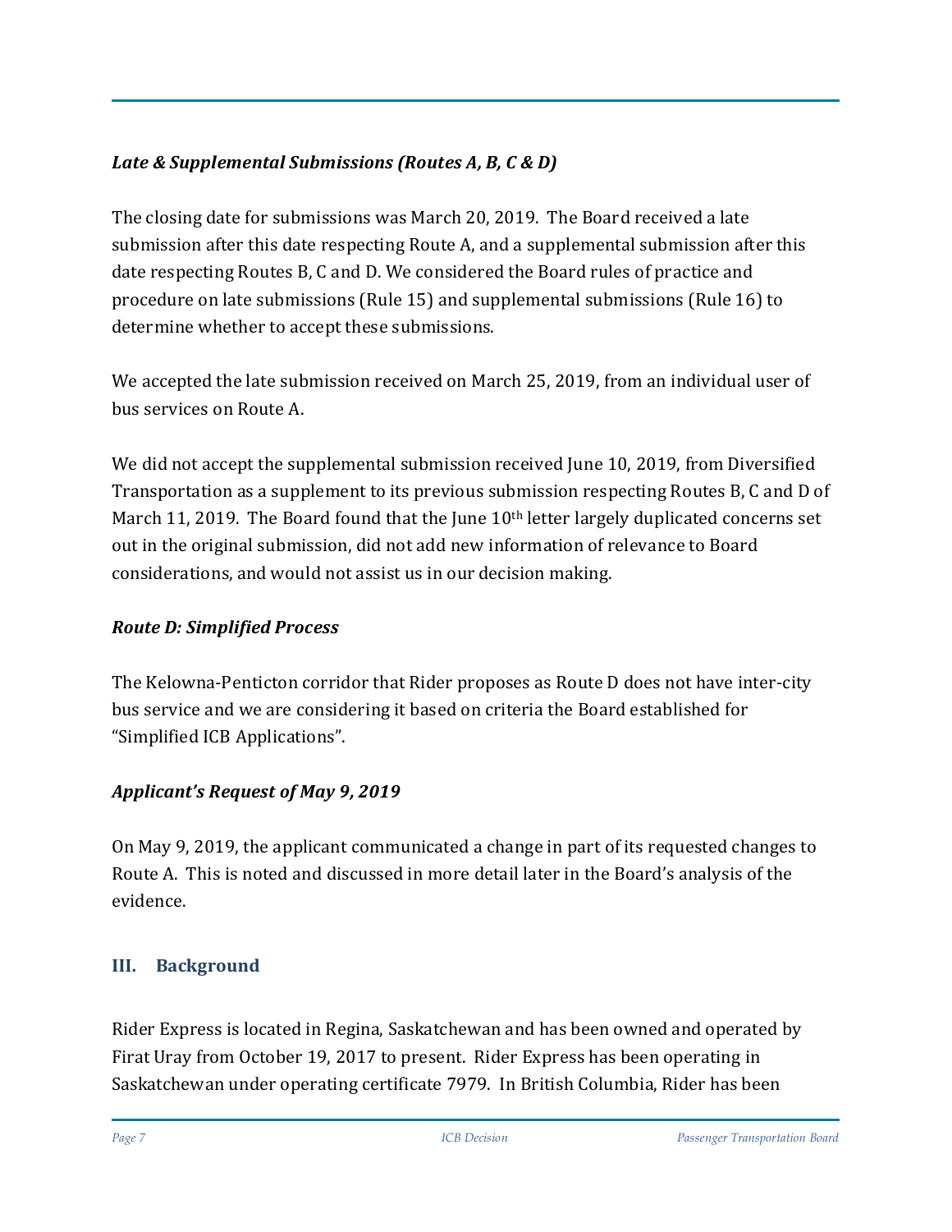### *Late & Supplemental Submissions (Routes A, B, C & D)*

The closing date for submissions was March 20, 2019. The Board received a late submission after this date respecting Route A, and a supplemental submission after this date respecting Routes B, C and D. We considered the Board rules of practice and procedure on late submissions (Rule 15) and supplemental submissions (Rule 16) to determine whether to accept these submissions.

We accepted the late submission received on March 25, 2019, from an individual user of bus services on Route A.

We did not accept the supplemental submission received June 10, 2019, from Diversified Transportation as a supplement to its previous submission respecting Routes B, C and D of March 11, 2019. The Board found that the June 10th letter largely duplicated concerns set out in the original submission, did not add new information of relevance to Board considerations, and would not assist us in our decision making.

### *Route D: Simplified Process*

The Kelowna-Penticton corridor that Rider proposes as Route D does not have inter-city bus service and we are considering it based on criteria the Board established for "Simplified ICB Applications".

### *Applicant's Request of May 9, 2019*

On May 9, 2019, the applicant communicated a change in part of its requested changes to Route A. This is noted and discussed in more detail later in the Board's analysis of the evidence.

## III. Background

Rider Express is located in Regina, Saskatchewan and has been owned and operated by Firat Uray from October 19, 2017 to present. Rider Express has been operating in Saskatchewan under operating certificate 7979. In British Columbia, Rider has been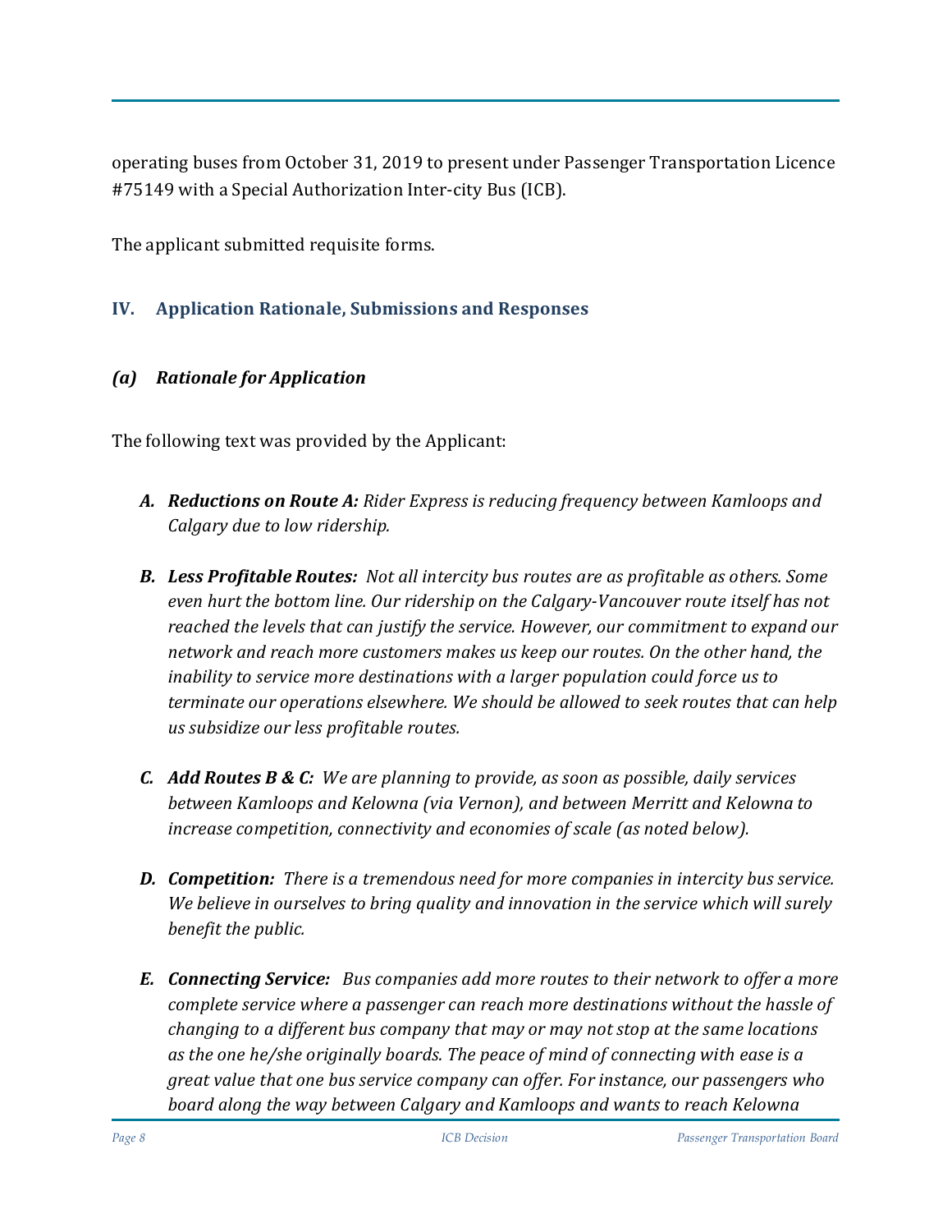operating buses from October 31, 2019 to present under Passenger Transportation Licence #75149 with a Special Authorization Inter-city Bus (ICB).

The applicant submitted requisite forms.

## IV. Application Rationale, Submissions and Responses

### *(a) Rationale for Application*

The following text was provided by the Applicant:

- ***A. Reductions on Route A:*** *Rider Express is reducing frequency between Kamloops and Calgary due to low ridership.*
- ***B. Less Profitable Routes:*** *Not all intercity bus routes are as profitable as others. Some even hurt the bottom line. Our ridership on the Calgary-Vancouver route itself has not reached the levels that can justify the service. However, our commitment to expand our network and reach more customers makes us keep our routes. On the other hand, the inability to service more destinations with a larger population could force us to terminate our operations elsewhere. We should be allowed to seek routes that can help us subsidize our less profitable routes.*
- ***C. Add Routes B & C:*** *We are planning to provide, as soon as possible, daily services between Kamloops and Kelowna (via Vernon), and between Merritt and Kelowna to increase competition, connectivity and economies of scale (as noted below).*
- ***D. Competition:*** *There is a tremendous need for more companies in intercity bus service. We believe in ourselves to bring quality and innovation in the service which will surely benefit the public.*
- ***E. Connecting Service:*** *Bus companies add more routes to their network to offer a more complete service where a passenger can reach more destinations without the hassle of changing to a different bus company that may or may not stop at the same locations as the one he/she originally boards. The peace of mind of connecting with ease is a great value that one bus service company can offer. For instance, our passengers who board along the way between Calgary and Kamloops and wants to reach Kelowna*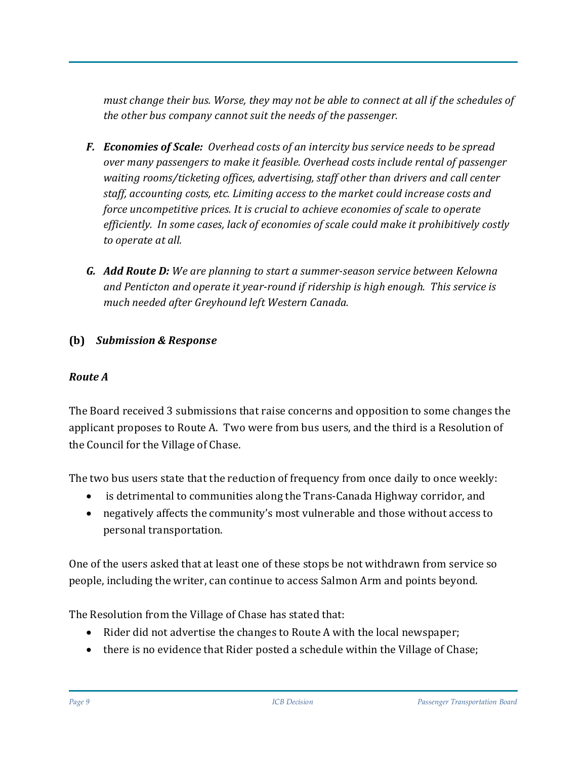*must change their bus. Worse, they may not be able to connect at all if the schedules of the other bus company cannot suit the needs of the passenger.*

*F.* ***Economies of Scale:*** *Overhead costs of an intercity bus service needs to be spread over many passengers to make it feasible. Overhead costs include rental of passenger waiting rooms/ticketing offices, advertising, staff other than drivers and call center staff, accounting costs, etc. Limiting access to the market could increase costs and force uncompetitive prices. It is crucial to achieve economies of scale to operate efficiently. In some cases, lack of economies of scale could make it prohibitively costly to operate at all.*

*G.* ***Add Route D:*** *We are planning to start a summer-season service between Kelowna and Penticton and operate it year-round if ridership is high enough. This service is much needed after Greyhound left Western Canada.*

### (b) *Submission & Response*

#### *Route A*

The Board received 3 submissions that raise concerns and opposition to some changes the applicant proposes to Route A. Two were from bus users, and the third is a Resolution of the Council for the Village of Chase.

The two bus users state that the reduction of frequency from once daily to once weekly:

- is detrimental to communities along the Trans-Canada Highway corridor, and
- negatively affects the community's most vulnerable and those without access to personal transportation.

One of the users asked that at least one of these stops be not withdrawn from service so people, including the writer, can continue to access Salmon Arm and points beyond.

The Resolution from the Village of Chase has stated that:

- Rider did not advertise the changes to Route A with the local newspaper;
- there is no evidence that Rider posted a schedule within the Village of Chase;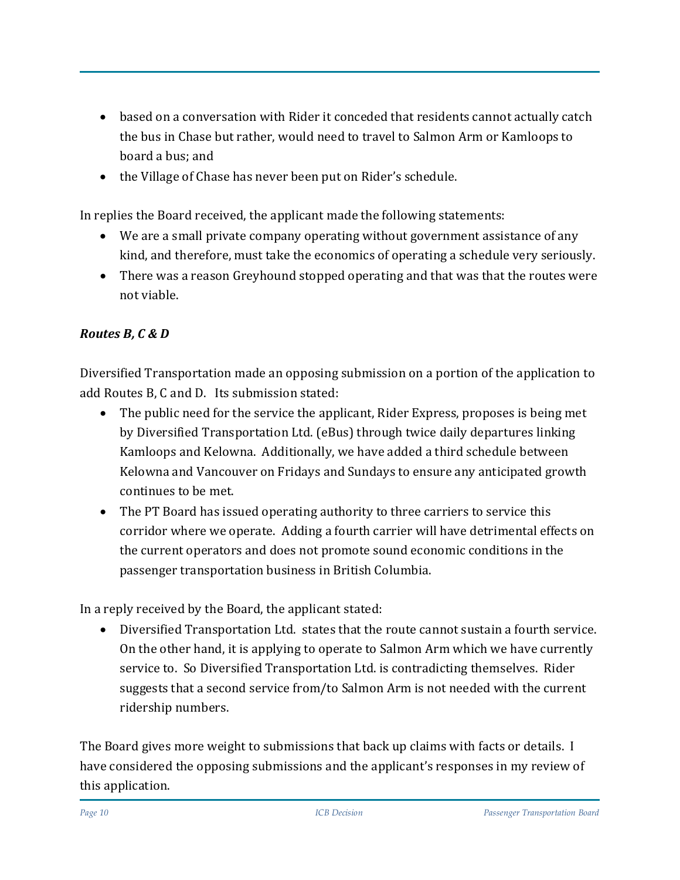- based on a conversation with Rider it conceded that residents cannot actually catch the bus in Chase but rather, would need to travel to Salmon Arm or Kamloops to board a bus; and
- the Village of Chase has never been put on Rider's schedule.

In replies the Board received, the applicant made the following statements:

- We are a small private company operating without government assistance of any kind, and therefore, must take the economics of operating a schedule very seriously.
- There was a reason Greyhound stopped operating and that was that the routes were not viable.

***Routes B, C & D***

Diversified Transportation made an opposing submission on a portion of the application to add Routes B, C and D. Its submission stated:

- The public need for the service the applicant, Rider Express, proposes is being met by Diversified Transportation Ltd. (eBus) through twice daily departures linking Kamloops and Kelowna. Additionally, we have added a third schedule between Kelowna and Vancouver on Fridays and Sundays to ensure any anticipated growth continues to be met.
- The PT Board has issued operating authority to three carriers to service this corridor where we operate. Adding a fourth carrier will have detrimental effects on the current operators and does not promote sound economic conditions in the passenger transportation business in British Columbia.

In a reply received by the Board, the applicant stated:

- Diversified Transportation Ltd. states that the route cannot sustain a fourth service. On the other hand, it is applying to operate to Salmon Arm which we have currently service to. So Diversified Transportation Ltd. is contradicting themselves. Rider suggests that a second service from/to Salmon Arm is not needed with the current ridership numbers.

The Board gives more weight to submissions that back up claims with facts or details. I have considered the opposing submissions and the applicant's responses in my review of this application.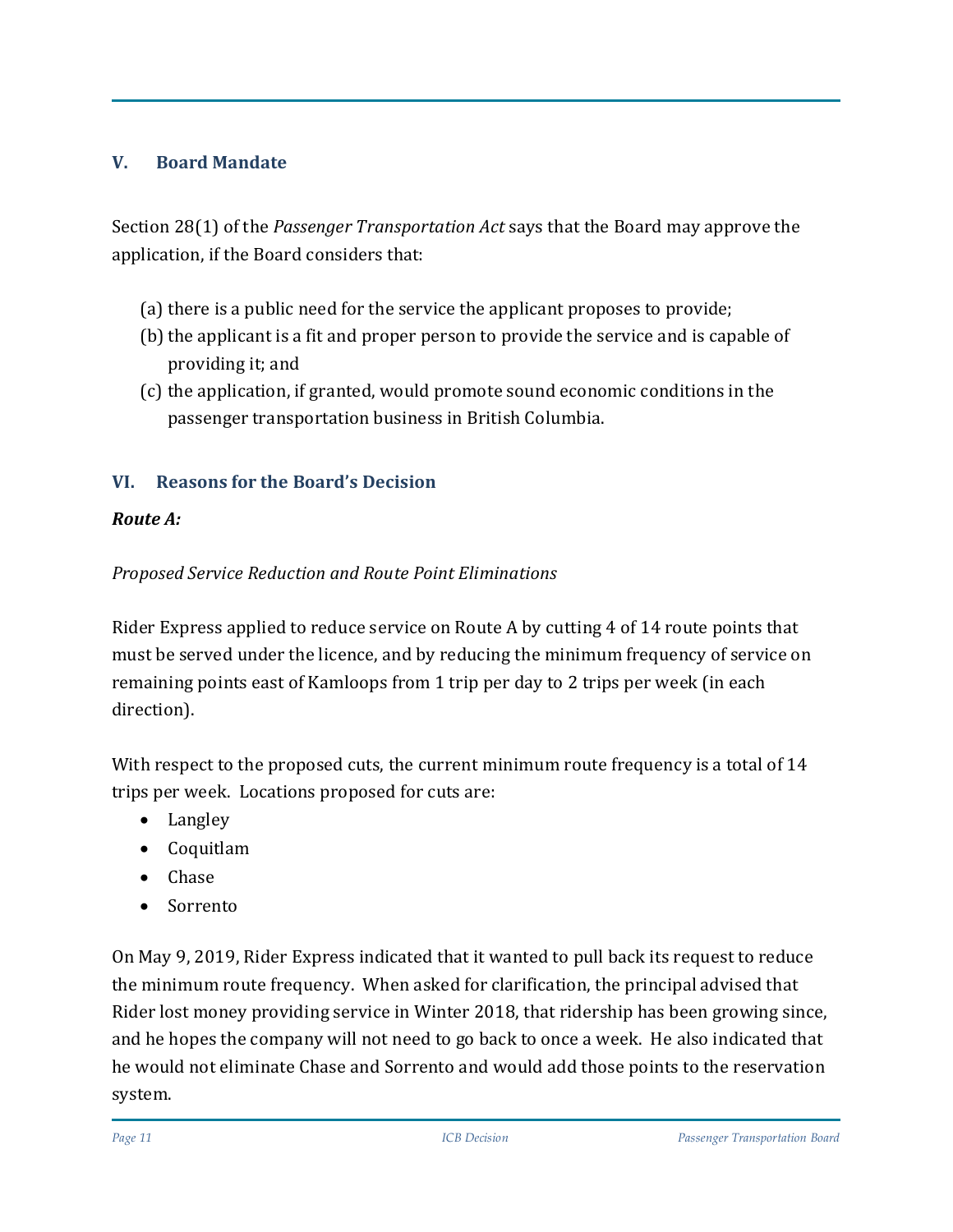## V. Board Mandate

Section 28(1) of the *Passenger Transportation Act* says that the Board may approve the application, if the Board considers that:

(a) there is a public need for the service the applicant proposes to provide;
(b) the applicant is a fit and proper person to provide the service and is capable of providing it; and
(c) the application, if granted, would promote sound economic conditions in the passenger transportation business in British Columbia.

## VI. Reasons for the Board's Decision

***Route A:***

*Proposed Service Reduction and Route Point Eliminations*

Rider Express applied to reduce service on Route A by cutting 4 of 14 route points that must be served under the licence, and by reducing the minimum frequency of service on remaining points east of Kamloops from 1 trip per day to 2 trips per week (in each direction).

With respect to the proposed cuts, the current minimum route frequency is a total of 14 trips per week. Locations proposed for cuts are:

- Langley
- Coquitlam
- Chase
- Sorrento

On May 9, 2019, Rider Express indicated that it wanted to pull back its request to reduce the minimum route frequency. When asked for clarification, the principal advised that Rider lost money providing service in Winter 2018, that ridership has been growing since, and he hopes the company will not need to go back to once a week. He also indicated that he would not eliminate Chase and Sorrento and would add those points to the reservation system.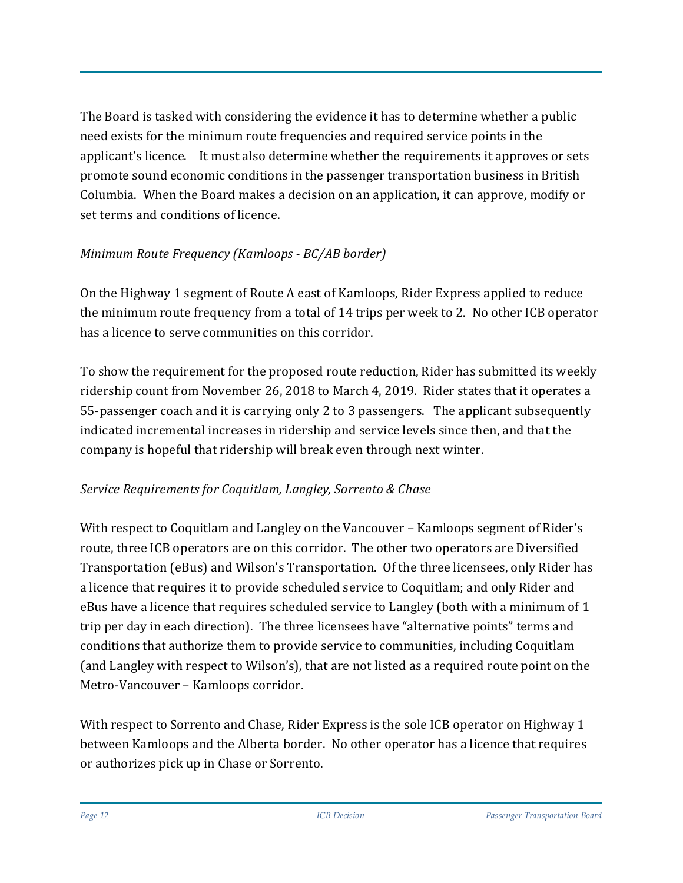The Board is tasked with considering the evidence it has to determine whether a public need exists for the minimum route frequencies and required service points in the applicant's licence. It must also determine whether the requirements it approves or sets promote sound economic conditions in the passenger transportation business in British Columbia. When the Board makes a decision on an application, it can approve, modify or set terms and conditions of licence.

*Minimum Route Frequency (Kamloops - BC/AB border)*

On the Highway 1 segment of Route A east of Kamloops, Rider Express applied to reduce the minimum route frequency from a total of 14 trips per week to 2. No other ICB operator has a licence to serve communities on this corridor.

To show the requirement for the proposed route reduction, Rider has submitted its weekly ridership count from November 26, 2018 to March 4, 2019. Rider states that it operates a 55-passenger coach and it is carrying only 2 to 3 passengers. The applicant subsequently indicated incremental increases in ridership and service levels since then, and that the company is hopeful that ridership will break even through next winter.

*Service Requirements for Coquitlam, Langley, Sorrento & Chase*

With respect to Coquitlam and Langley on the Vancouver – Kamloops segment of Rider's route, three ICB operators are on this corridor. The other two operators are Diversified Transportation (eBus) and Wilson's Transportation. Of the three licensees, only Rider has a licence that requires it to provide scheduled service to Coquitlam; and only Rider and eBus have a licence that requires scheduled service to Langley (both with a minimum of 1 trip per day in each direction). The three licensees have "alternative points" terms and conditions that authorize them to provide service to communities, including Coquitlam (and Langley with respect to Wilson's), that are not listed as a required route point on the Metro-Vancouver – Kamloops corridor.

With respect to Sorrento and Chase, Rider Express is the sole ICB operator on Highway 1 between Kamloops and the Alberta border. No other operator has a licence that requires or authorizes pick up in Chase or Sorrento.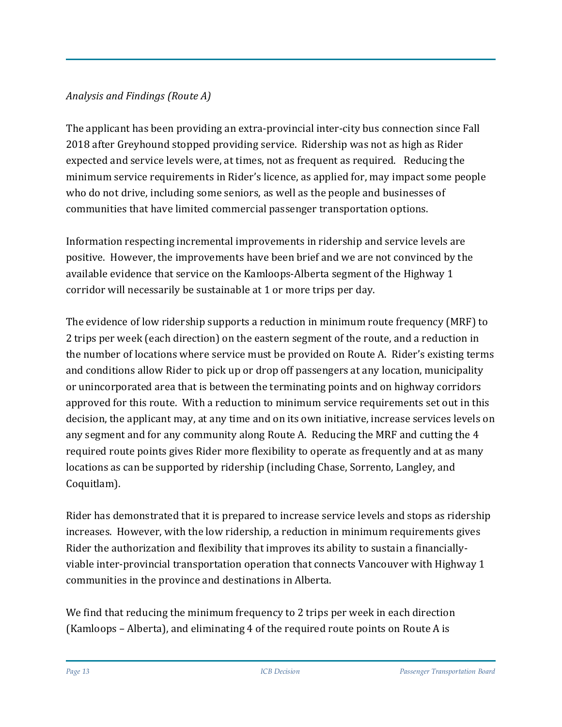*Analysis and Findings (Route A)*

The applicant has been providing an extra-provincial inter-city bus connection since Fall 2018 after Greyhound stopped providing service. Ridership was not as high as Rider expected and service levels were, at times, not as frequent as required. Reducing the minimum service requirements in Rider's licence, as applied for, may impact some people who do not drive, including some seniors, as well as the people and businesses of communities that have limited commercial passenger transportation options.

Information respecting incremental improvements in ridership and service levels are positive. However, the improvements have been brief and we are not convinced by the available evidence that service on the Kamloops-Alberta segment of the Highway 1 corridor will necessarily be sustainable at 1 or more trips per day.

The evidence of low ridership supports a reduction in minimum route frequency (MRF) to 2 trips per week (each direction) on the eastern segment of the route, and a reduction in the number of locations where service must be provided on Route A. Rider's existing terms and conditions allow Rider to pick up or drop off passengers at any location, municipality or unincorporated area that is between the terminating points and on highway corridors approved for this route. With a reduction to minimum service requirements set out in this decision, the applicant may, at any time and on its own initiative, increase services levels on any segment and for any community along Route A. Reducing the MRF and cutting the 4 required route points gives Rider more flexibility to operate as frequently and at as many locations as can be supported by ridership (including Chase, Sorrento, Langley, and Coquitlam).

Rider has demonstrated that it is prepared to increase service levels and stops as ridership increases. However, with the low ridership, a reduction in minimum requirements gives Rider the authorization and flexibility that improves its ability to sustain a financially-viable inter-provincial transportation operation that connects Vancouver with Highway 1 communities in the province and destinations in Alberta.

We find that reducing the minimum frequency to 2 trips per week in each direction (Kamloops – Alberta), and eliminating 4 of the required route points on Route A is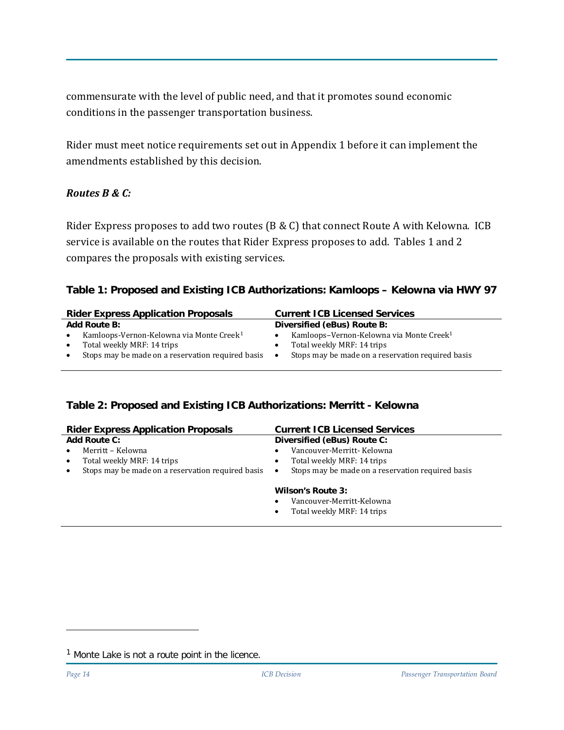commensurate with the level of public need, and that it promotes sound economic conditions in the passenger transportation business.

Rider must meet notice requirements set out in Appendix 1 before it can implement the amendments established by this decision.

***Routes B & C:***

Rider Express proposes to add two routes (B & C) that connect Route A with Kelowna. ICB service is available on the routes that Rider Express proposes to add. Tables 1 and 2 compares the proposals with existing services.

**Table 1: Proposed and Existing ICB Authorizations: Kamloops – Kelowna via HWY 97**

| Rider Express Application Proposals | Current ICB Licensed Services |
|---|---|
| **Add Route B:**<br>• Kamloops-Vernon-Kelowna via Monte Creek[1]<br>• Total weekly MRF: 14 trips<br>• Stops may be made on a reservation required basis | **Diversified (eBus) Route B:**<br>• Kamloops–Vernon-Kelowna via Monte Creek[1]<br>• Total weekly MRF: 14 trips<br>• Stops may be made on a reservation required basis |

**Table 2: Proposed and Existing ICB Authorizations: Merritt - Kelowna**

| Rider Express Application Proposals | Current ICB Licensed Services |
|---|---|
| **Add Route C:**<br>• Merritt – Kelowna<br>• Total weekly MRF: 14 trips<br>• Stops may be made on a reservation required basis | **Diversified (eBus) Route C:**<br>• Vancouver-Merritt- Kelowna<br>• Total weekly MRF: 14 trips<br>• Stops may be made on a reservation required basis<br><br>**Wilson's Route 3:**<br>• Vancouver-Merritt-Kelowna<br>• Total weekly MRF: 14 trips |

[1] Monte Lake is not a route point in the licence.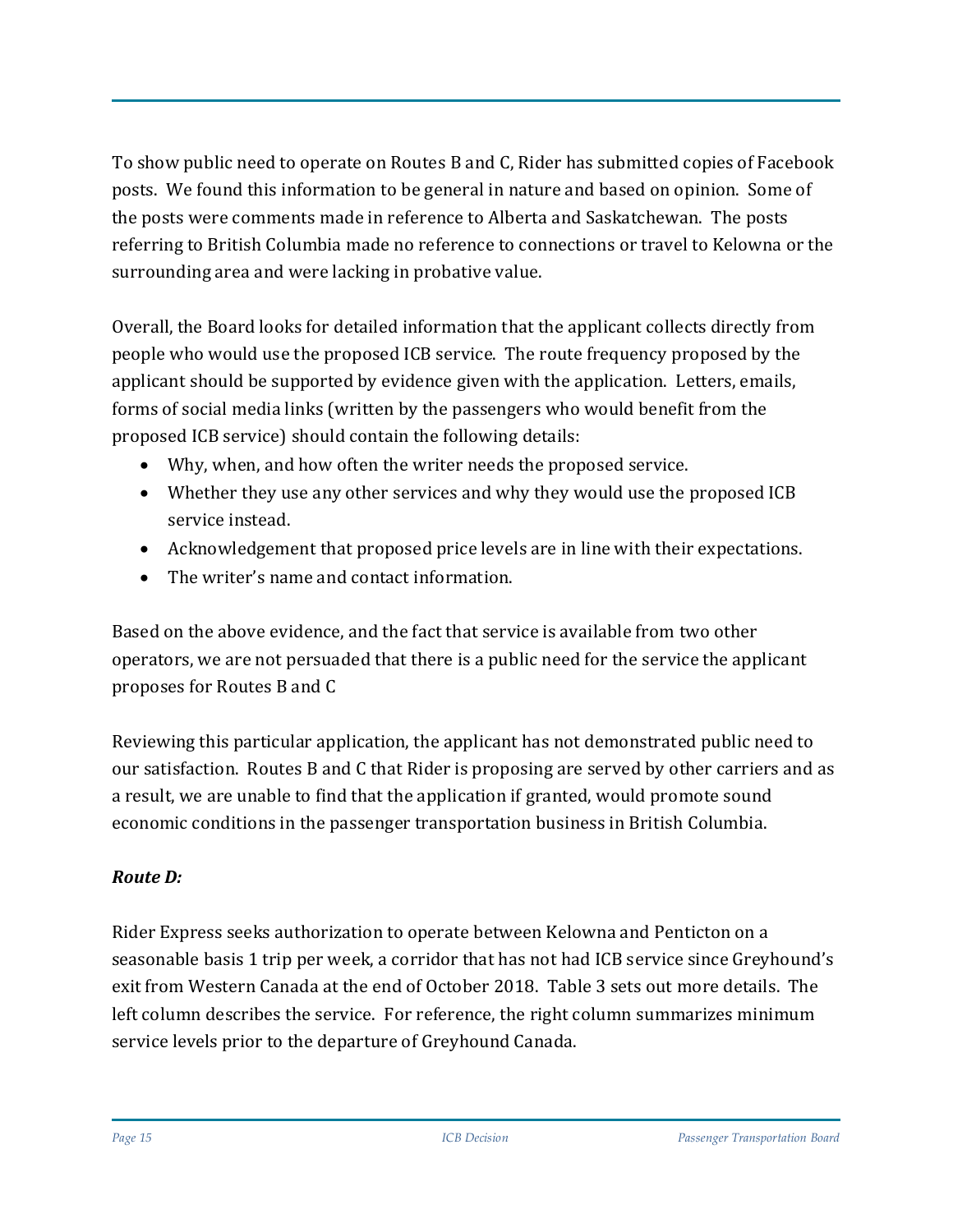To show public need to operate on Routes B and C, Rider has submitted copies of Facebook posts. We found this information to be general in nature and based on opinion. Some of the posts were comments made in reference to Alberta and Saskatchewan. The posts referring to British Columbia made no reference to connections or travel to Kelowna or the surrounding area and were lacking in probative value.

Overall, the Board looks for detailed information that the applicant collects directly from people who would use the proposed ICB service. The route frequency proposed by the applicant should be supported by evidence given with the application. Letters, emails, forms of social media links (written by the passengers who would benefit from the proposed ICB service) should contain the following details:

- Why, when, and how often the writer needs the proposed service.
- Whether they use any other services and why they would use the proposed ICB service instead.
- Acknowledgement that proposed price levels are in line with their expectations.
- The writer's name and contact information.

Based on the above evidence, and the fact that service is available from two other operators, we are not persuaded that there is a public need for the service the applicant proposes for Routes B and C

Reviewing this particular application, the applicant has not demonstrated public need to our satisfaction. Routes B and C that Rider is proposing are served by other carriers and as a result, we are unable to find that the application if granted, would promote sound economic conditions in the passenger transportation business in British Columbia.

***Route D:***

Rider Express seeks authorization to operate between Kelowna and Penticton on a seasonable basis 1 trip per week, a corridor that has not had ICB service since Greyhound's exit from Western Canada at the end of October 2018. Table 3 sets out more details. The left column describes the service. For reference, the right column summarizes minimum service levels prior to the departure of Greyhound Canada.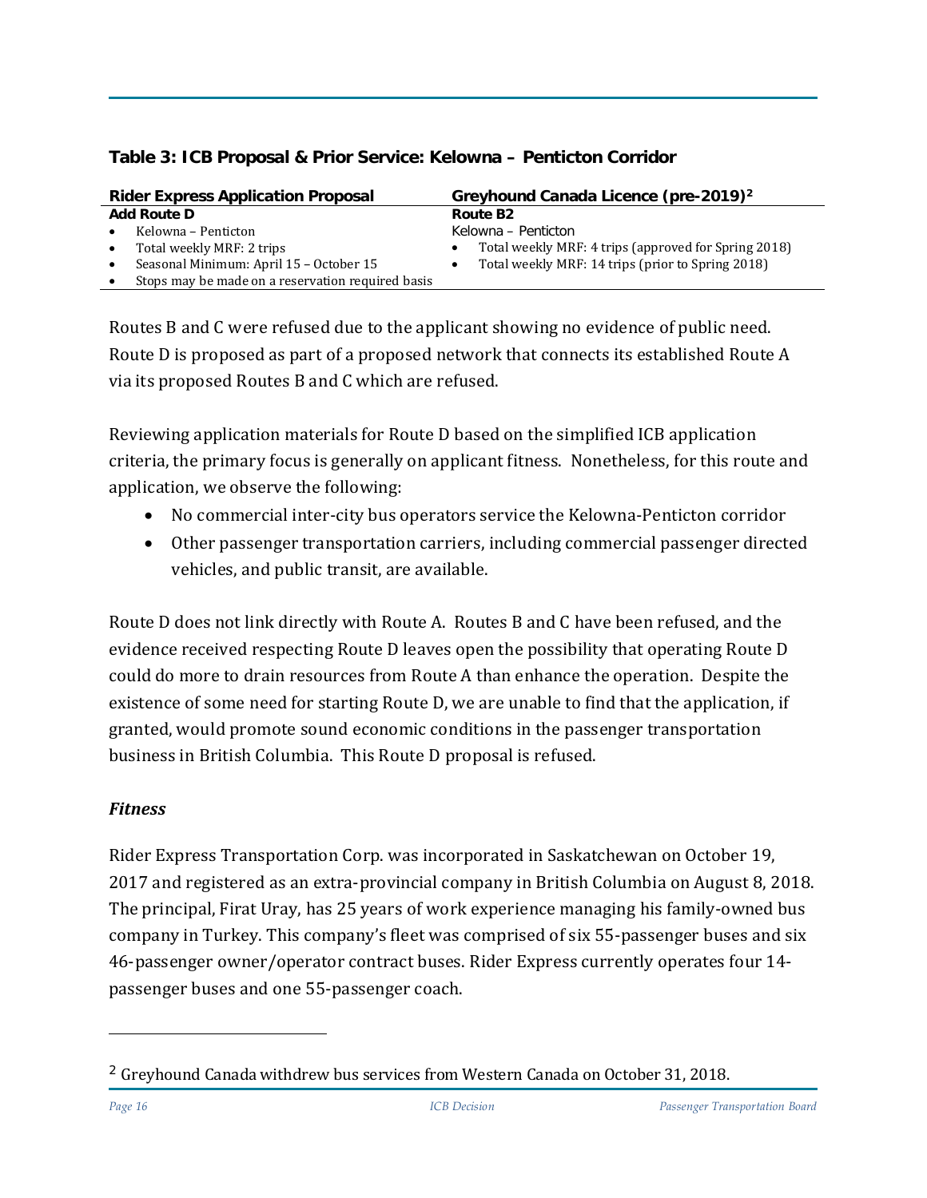### Table 3: ICB Proposal & Prior Service: Kelowna – Penticton Corridor

| Rider Express Application Proposal | Greyhound Canada Licence (pre-2019)[2] |
| --- | --- |
| **Add Route D**<br>• Kelowna – Penticton<br>• Total weekly MRF: 2 trips<br>• Seasonal Minimum: April 15 – October 15<br>• Stops may be made on a reservation required basis | **Route B2**<br>Kelowna – Penticton<br>• Total weekly MRF: 4 trips (approved for Spring 2018)<br>• Total weekly MRF: 14 trips (prior to Spring 2018) |

Routes B and C were refused due to the applicant showing no evidence of public need. Route D is proposed as part of a proposed network that connects its established Route A via its proposed Routes B and C which are refused.

Reviewing application materials for Route D based on the simplified ICB application criteria, the primary focus is generally on applicant fitness. Nonetheless, for this route and application, we observe the following:

- No commercial inter-city bus operators service the Kelowna-Penticton corridor
- Other passenger transportation carriers, including commercial passenger directed vehicles, and public transit, are available.

Route D does not link directly with Route A. Routes B and C have been refused, and the evidence received respecting Route D leaves open the possibility that operating Route D could do more to drain resources from Route A than enhance the operation. Despite the existence of some need for starting Route D, we are unable to find that the application, if granted, would promote sound economic conditions in the passenger transportation business in British Columbia. This Route D proposal is refused.

### *Fitness*

Rider Express Transportation Corp. was incorporated in Saskatchewan on October 19, 2017 and registered as an extra-provincial company in British Columbia on August 8, 2018. The principal, Firat Uray, has 25 years of work experience managing his family-owned bus company in Turkey. This company's fleet was comprised of six 55-passenger buses and six 46-passenger owner/operator contract buses. Rider Express currently operates four 14-passenger buses and one 55-passenger coach.

---

[2] Greyhound Canada withdrew bus services from Western Canada on October 31, 2018.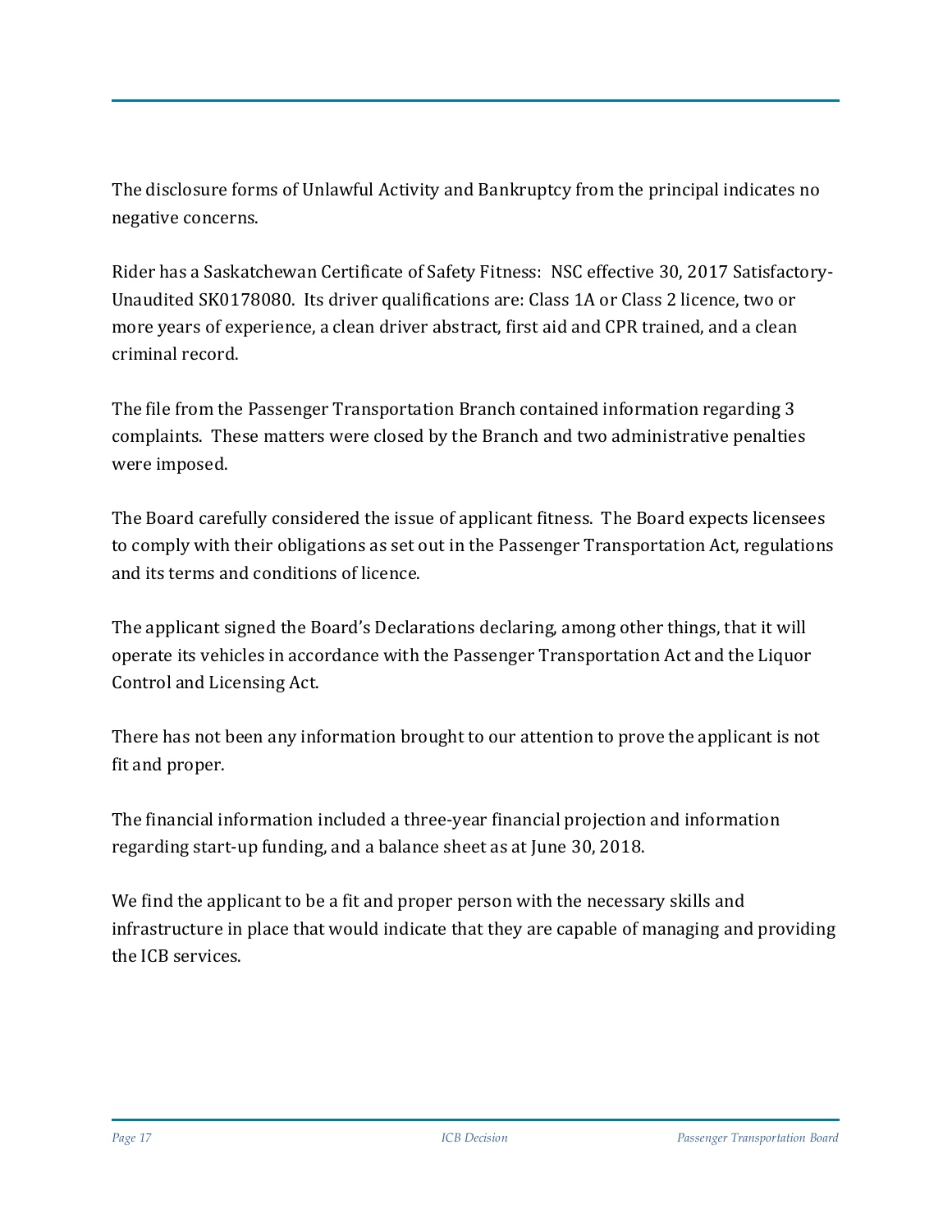The disclosure forms of Unlawful Activity and Bankruptcy from the principal indicates no negative concerns.

Rider has a Saskatchewan Certificate of Safety Fitness: NSC effective 30, 2017 Satisfactory-Unaudited SK0178080. Its driver qualifications are: Class 1A or Class 2 licence, two or more years of experience, a clean driver abstract, first aid and CPR trained, and a clean criminal record.

The file from the Passenger Transportation Branch contained information regarding 3 complaints. These matters were closed by the Branch and two administrative penalties were imposed.

The Board carefully considered the issue of applicant fitness. The Board expects licensees to comply with their obligations as set out in the Passenger Transportation Act, regulations and its terms and conditions of licence.

The applicant signed the Board's Declarations declaring, among other things, that it will operate its vehicles in accordance with the Passenger Transportation Act and the Liquor Control and Licensing Act.

There has not been any information brought to our attention to prove the applicant is not fit and proper.

The financial information included a three-year financial projection and information regarding start-up funding, and a balance sheet as at June 30, 2018.

We find the applicant to be a fit and proper person with the necessary skills and infrastructure in place that would indicate that they are capable of managing and providing the ICB services.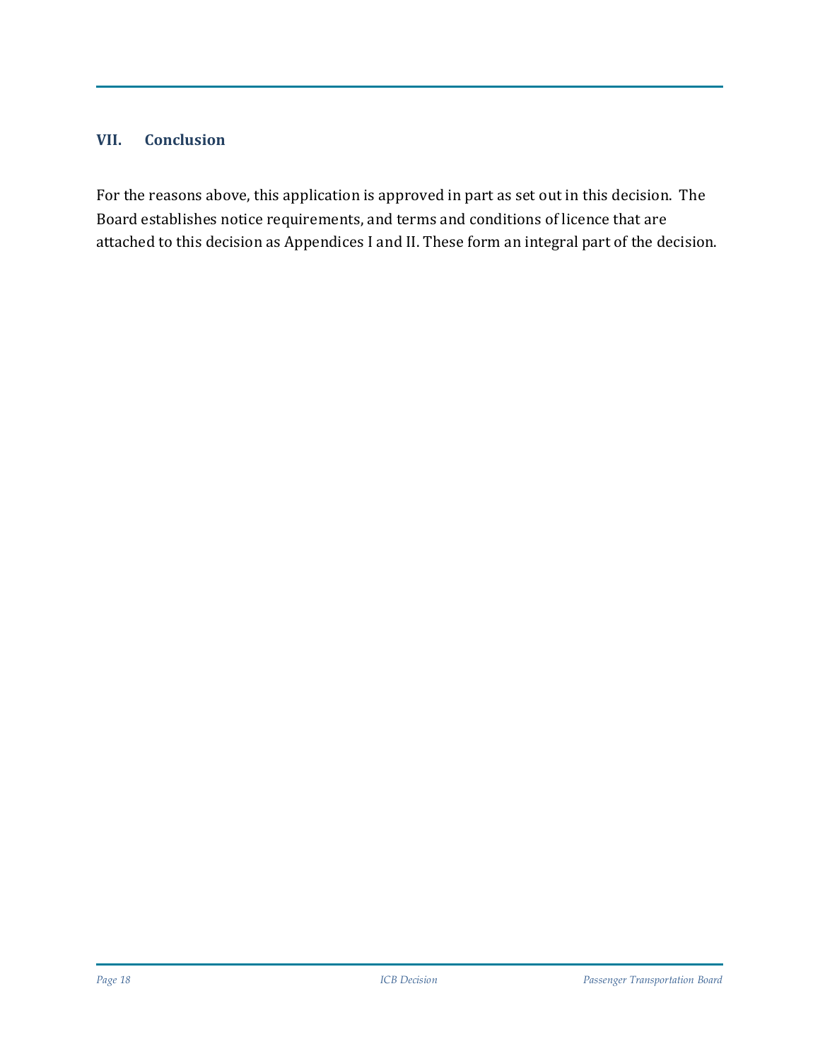## VII. Conclusion

For the reasons above, this application is approved in part as set out in this decision. The Board establishes notice requirements, and terms and conditions of licence that are attached to this decision as Appendices I and II. These form an integral part of the decision.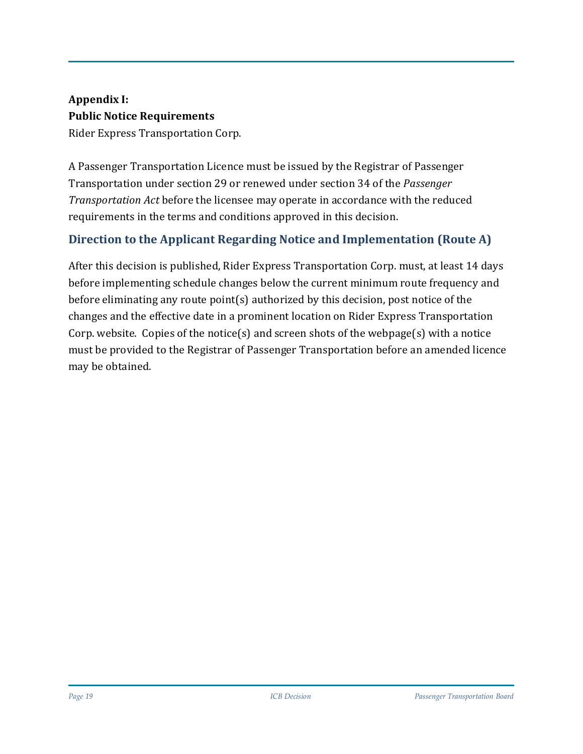**Appendix I:**
**Public Notice Requirements**
Rider Express Transportation Corp.

A Passenger Transportation Licence must be issued by the Registrar of Passenger Transportation under section 29 or renewed under section 34 of the *Passenger Transportation Act* before the licensee may operate in accordance with the reduced requirements in the terms and conditions approved in this decision.

## Direction to the Applicant Regarding Notice and Implementation (Route A)

After this decision is published, Rider Express Transportation Corp. must, at least 14 days before implementing schedule changes below the current minimum route frequency and before eliminating any route point(s) authorized by this decision, post notice of the changes and the effective date in a prominent location on Rider Express Transportation Corp. website. Copies of the notice(s) and screen shots of the webpage(s) with a notice must be provided to the Registrar of Passenger Transportation before an amended licence may be obtained.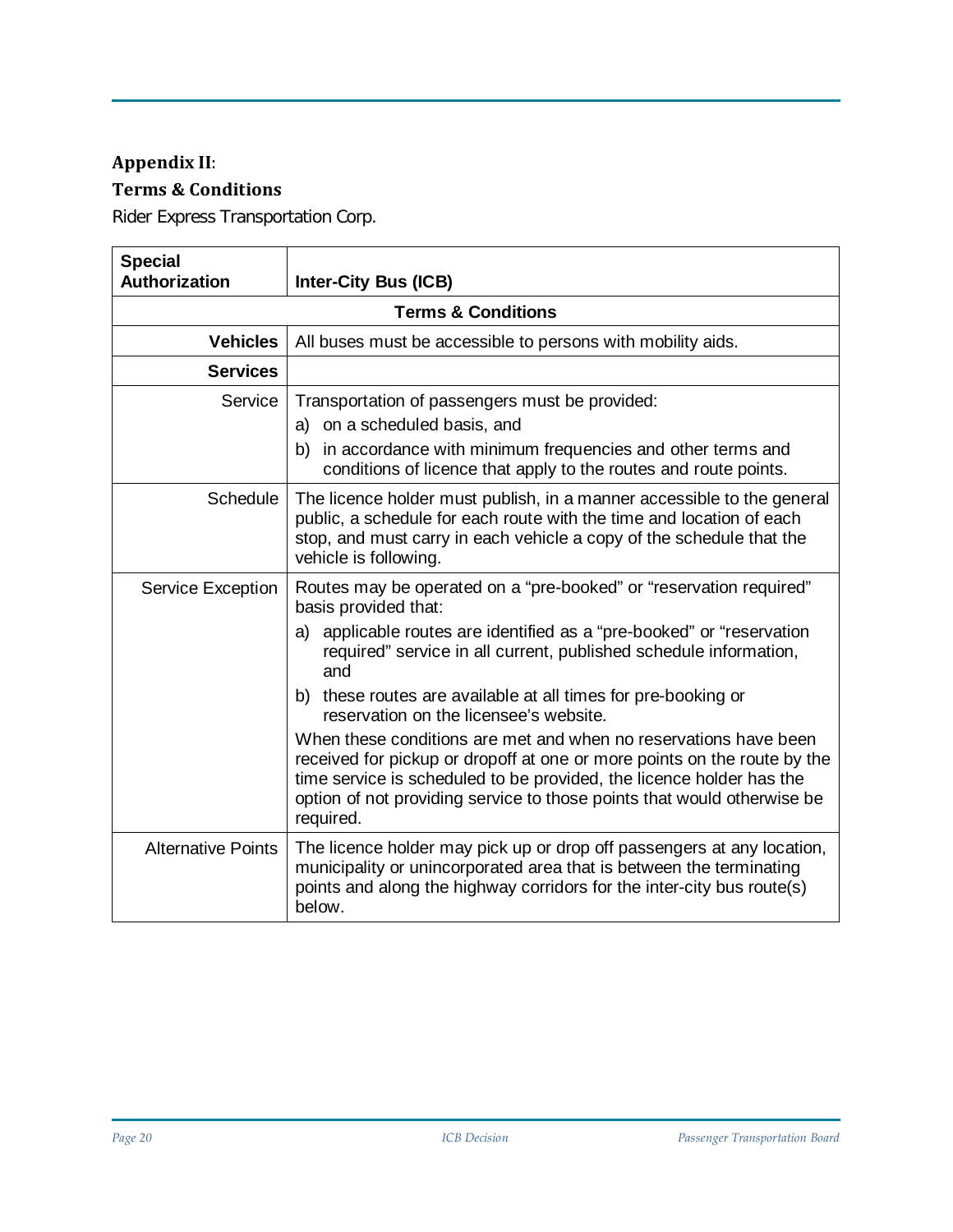**Appendix II**:

**Terms & Conditions**

Rider Express Transportation Corp.

| Special Authorization | Inter-City Bus (ICB) |
|---|---|
| **Terms & Conditions** | |
| **Vehicles** | All buses must be accessible to persons with mobility aids. |
| **Services** | |
| Service | Transportation of passengers must be provided:<br>a) on a scheduled basis, and<br>b) in accordance with minimum frequencies and other terms and conditions of licence that apply to the routes and route points. |
| Schedule | The licence holder must publish, in a manner accessible to the general public, a schedule for each route with the time and location of each stop, and must carry in each vehicle a copy of the schedule that the vehicle is following. |
| Service Exception | Routes may be operated on a "pre-booked" or "reservation required" basis provided that:<br>a) applicable routes are identified as a "pre-booked" or "reservation required" service in all current, published schedule information, and<br>b) these routes are available at all times for pre-booking or reservation on the licensee's website.<br>When these conditions are met and when no reservations have been received for pickup or dropoff at one or more points on the route by the time service is scheduled to be provided, the licence holder has the option of not providing service to those points that would otherwise be required. |
| Alternative Points | The licence holder may pick up or drop off passengers at any location, municipality or unincorporated area that is between the terminating points and along the highway corridors for the inter-city bus route(s) below. |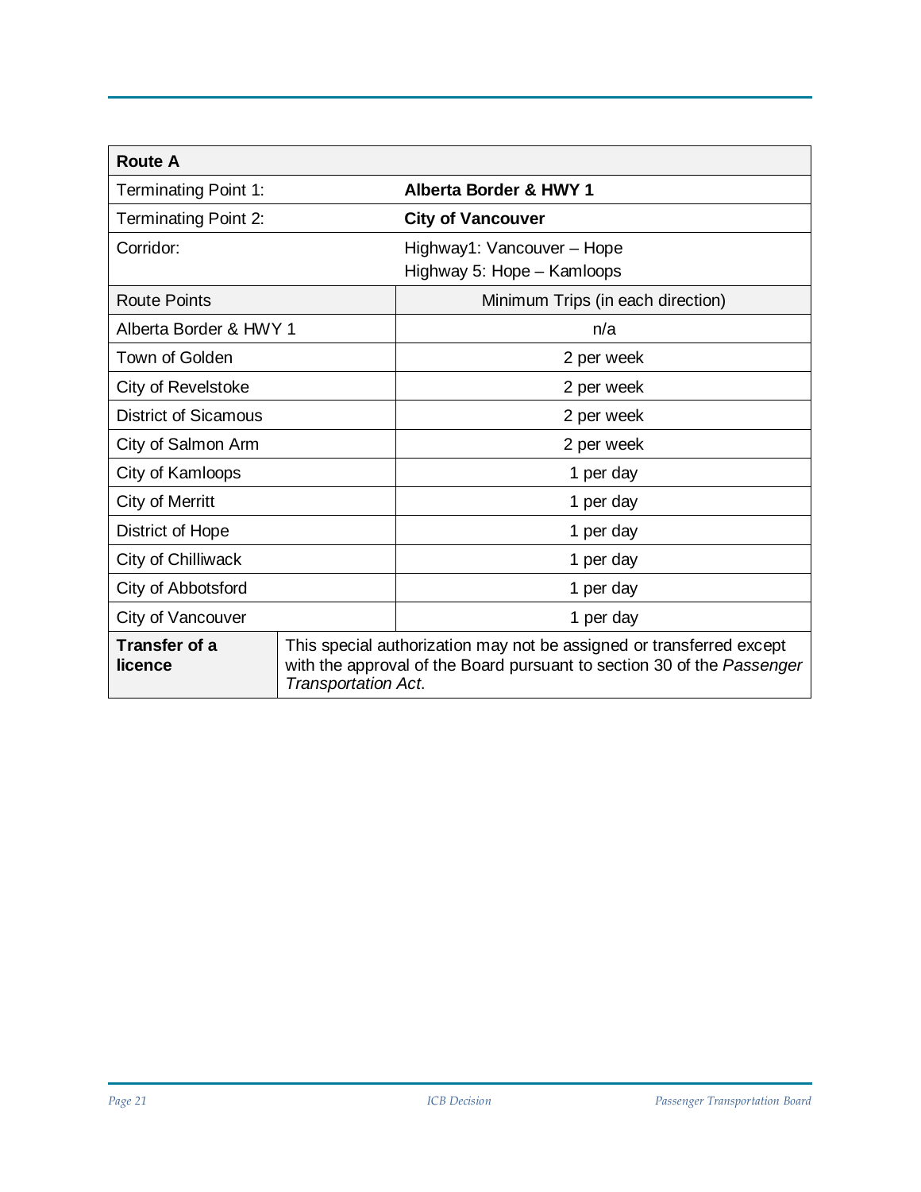| **Route A** | |
|---|---|
| Terminating Point 1: | **Alberta Border & HWY 1** |
| Terminating Point 2: | **City of Vancouver** |
| Corridor: | Highway1: Vancouver – Hope<br>Highway 5: Hope – Kamloops |
| Route Points | Minimum Trips (in each direction) |
| Alberta Border & HWY 1 | n/a |
| Town of Golden | 2 per week |
| City of Revelstoke | 2 per week |
| District of Sicamous | 2 per week |
| City of Salmon Arm | 2 per week |
| City of Kamloops | 1 per day |
| City of Merritt | 1 per day |
| District of Hope | 1 per day |
| City of Chilliwack | 1 per day |
| City of Abbotsford | 1 per day |
| City of Vancouver | 1 per day |
| **Transfer of a licence** | This special authorization may not be assigned or transferred except with the approval of the Board pursuant to section 30 of the *Passenger Transportation Act*. |